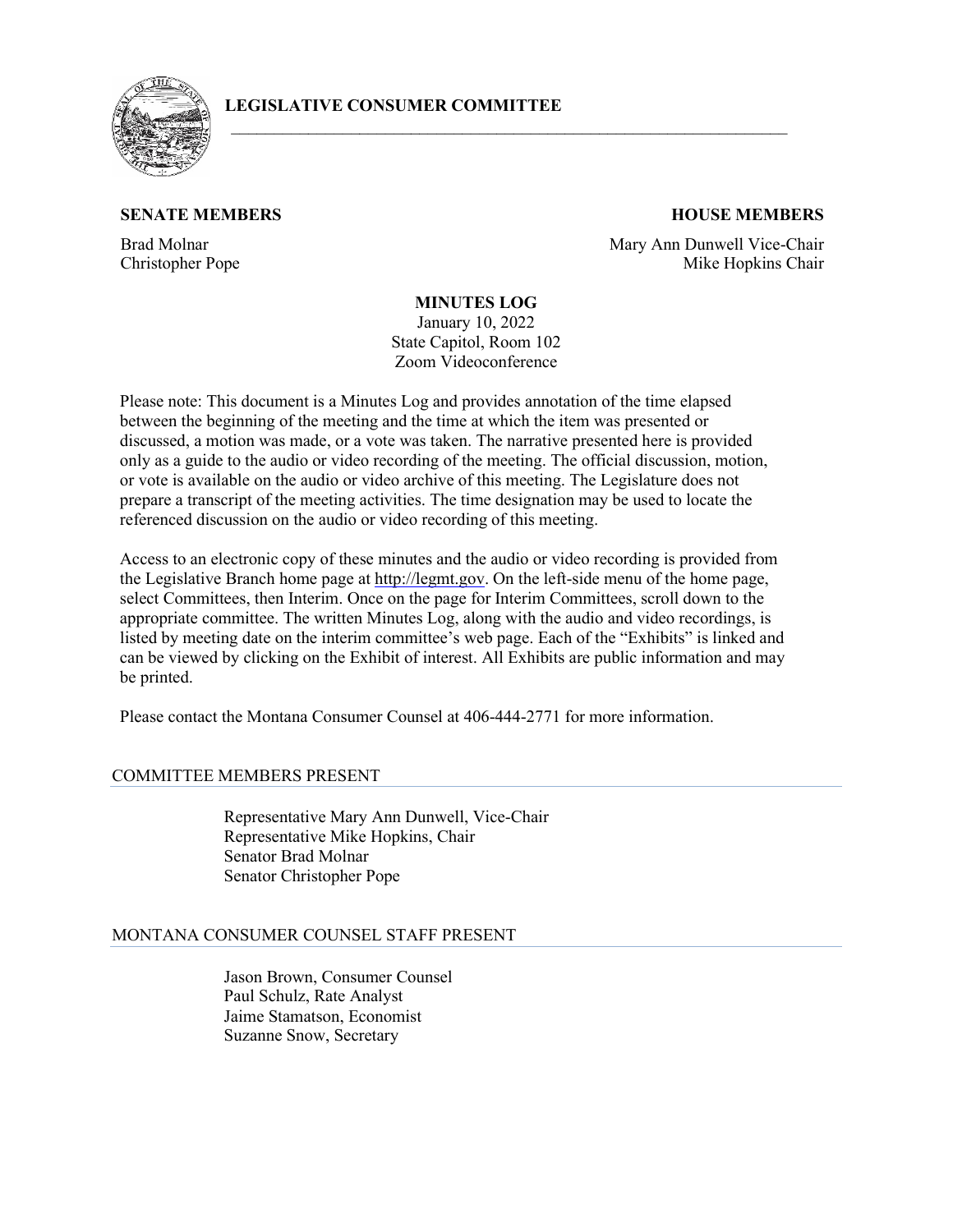# LEGISLATIVE CONSUMER COMMITTEE

| **SENATE MEMBERS** | **HOUSE MEMBERS** |
|---|---|
| Brad Molnar | Mary Ann Dunwell Vice-Chair |
| Christopher Pope | Mike Hopkins Chair |

## MINUTES LOG

January 10, 2022
State Capitol, Room 102
Zoom Videoconference

Please note: This document is a Minutes Log and provides annotation of the time elapsed between the beginning of the meeting and the time at which the item was presented or discussed, a motion was made, or a vote was taken. The narrative presented here is provided only as a guide to the audio or video recording of the meeting. The official discussion, motion, or vote is available on the audio or video archive of this meeting. The Legislature does not prepare a transcript of the meeting activities. The time designation may be used to locate the referenced discussion on the audio or video recording of this meeting.

Access to an electronic copy of these minutes and the audio or video recording is provided from the Legislative Branch home page at http://legmt.gov. On the left-side menu of the home page, select Committees, then Interim. Once on the page for Interim Committees, scroll down to the appropriate committee. The written Minutes Log, along with the audio and video recordings, is listed by meeting date on the interim committee's web page. Each of the "Exhibits" is linked and can be viewed by clicking on the Exhibit of interest. All Exhibits are public information and may be printed.

Please contact the Montana Consumer Counsel at 406-444-2771 for more information.

## COMMITTEE MEMBERS PRESENT

Representative Mary Ann Dunwell, Vice-Chair
Representative Mike Hopkins, Chair
Senator Brad Molnar
Senator Christopher Pope

## MONTANA CONSUMER COUNSEL STAFF PRESENT

Jason Brown, Consumer Counsel
Paul Schulz, Rate Analyst
Jaime Stamatson, Economist
Suzanne Snow, Secretary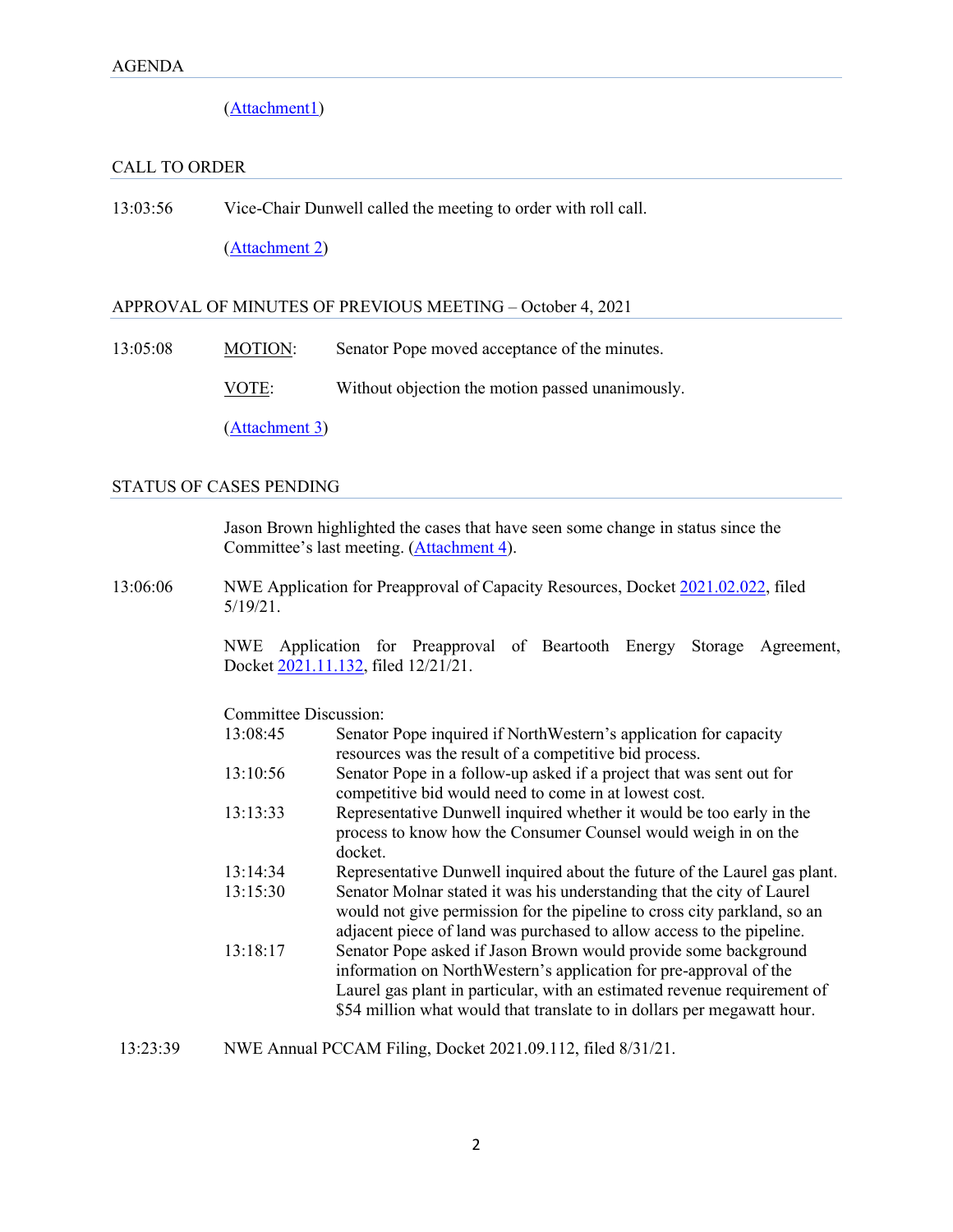## AGENDA

(Attachment1)

## CALL TO ORDER

13:03:56 Vice-Chair Dunwell called the meeting to order with roll call.

(Attachment 2)

## APPROVAL OF MINUTES OF PREVIOUS MEETING – October 4, 2021

13:05:08 MOTION: Senator Pope moved acceptance of the minutes.

VOTE: Without objection the motion passed unanimously.

(Attachment 3)

## STATUS OF CASES PENDING

Jason Brown highlighted the cases that have seen some change in status since the Committee's last meeting. (Attachment 4).

13:06:06 NWE Application for Preapproval of Capacity Resources, Docket 2021.02.022, filed 5/19/21.

NWE Application for Preapproval of Beartooth Energy Storage Agreement, Docket 2021.11.132, filed 12/21/21.

Committee Discussion:

| | |
|---|---|
| 13:08:45 | Senator Pope inquired if NorthWestern's application for capacity resources was the result of a competitive bid process. |
| 13:10:56 | Senator Pope in a follow-up asked if a project that was sent out for competitive bid would need to come in at lowest cost. |
| 13:13:33 | Representative Dunwell inquired whether it would be too early in the process to know how the Consumer Counsel would weigh in on the docket. |
| 13:14:34 | Representative Dunwell inquired about the future of the Laurel gas plant. |
| 13:15:30 | Senator Molnar stated it was his understanding that the city of Laurel would not give permission for the pipeline to cross city parkland, so an adjacent piece of land was purchased to allow access to the pipeline. |
| 13:18:17 | Senator Pope asked if Jason Brown would provide some background information on NorthWestern's application for pre-approval of the Laurel gas plant in particular, with an estimated revenue requirement of \$54 million what would that translate to in dollars per megawatt hour. |

13:23:39 NWE Annual PCCAM Filing, Docket 2021.09.112, filed 8/31/21.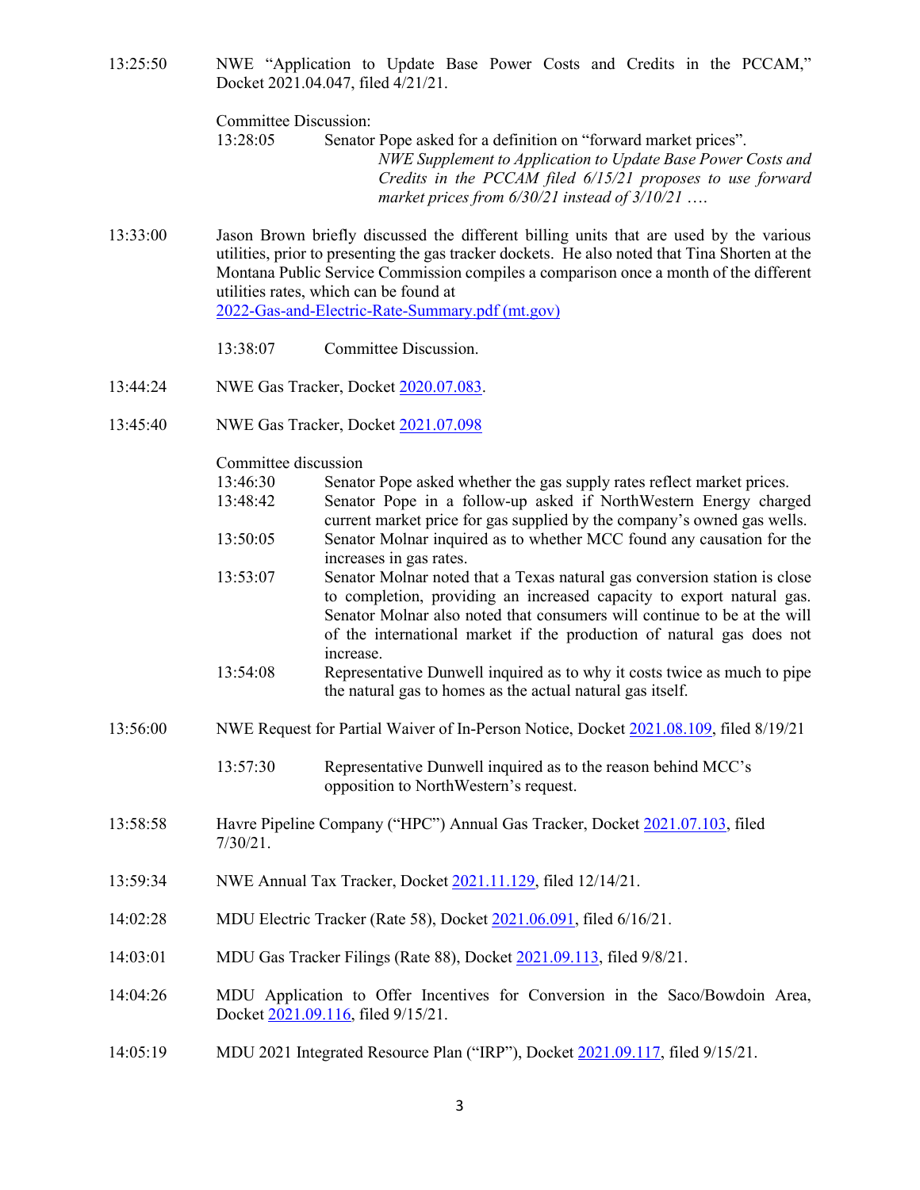13:25:50 NWE "Application to Update Base Power Costs and Credits in the PCCAM," Docket 2021.04.047, filed 4/21/21.

Committee Discussion:

13:28:05 Senator Pope asked for a definition on "forward market prices".

*NWE Supplement to Application to Update Base Power Costs and Credits in the PCCAM filed 6/15/21 proposes to use forward market prices from 6/30/21 instead of 3/10/21 ….*

13:33:00 Jason Brown briefly discussed the different billing units that are used by the various utilities, prior to presenting the gas tracker dockets. He also noted that Tina Shorten at the Montana Public Service Commission compiles a comparison once a month of the different utilities rates, which can be found at [2022-Gas-and-Electric-Rate-Summary.pdf (mt.gov)]

13:38:07 Committee Discussion.

13:44:24 NWE Gas Tracker, Docket 2020.07.083.

13:45:40 NWE Gas Tracker, Docket 2021.07.098

Committee discussion

13:46:30 Senator Pope asked whether the gas supply rates reflect market prices.

13:48:42 Senator Pope in a follow-up asked if NorthWestern Energy charged current market price for gas supplied by the company's owned gas wells.

13:50:05 Senator Molnar inquired as to whether MCC found any causation for the increases in gas rates.

13:53:07 Senator Molnar noted that a Texas natural gas conversion station is close to completion, providing an increased capacity to export natural gas. Senator Molnar also noted that consumers will continue to be at the will of the international market if the production of natural gas does not increase.

13:54:08 Representative Dunwell inquired as to why it costs twice as much to pipe the natural gas to homes as the actual natural gas itself.

13:56:00 NWE Request for Partial Waiver of In-Person Notice, Docket 2021.08.109, filed 8/19/21

13:57:30 Representative Dunwell inquired as to the reason behind MCC's opposition to NorthWestern's request.

13:58:58 Havre Pipeline Company ("HPC") Annual Gas Tracker, Docket 2021.07.103, filed 7/30/21.

13:59:34 NWE Annual Tax Tracker, Docket 2021.11.129, filed 12/14/21.

14:02:28 MDU Electric Tracker (Rate 58), Docket 2021.06.091, filed 6/16/21.

14:03:01 MDU Gas Tracker Filings (Rate 88), Docket 2021.09.113, filed 9/8/21.

14:04:26 MDU Application to Offer Incentives for Conversion in the Saco/Bowdoin Area, Docket 2021.09.116, filed 9/15/21.

14:05:19 MDU 2021 Integrated Resource Plan ("IRP"), Docket 2021.09.117, filed 9/15/21.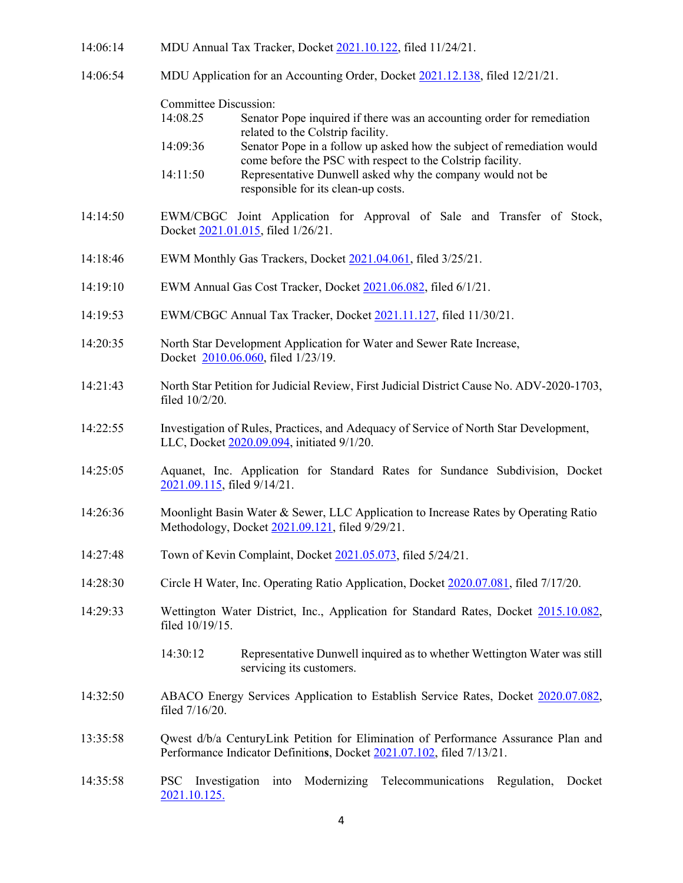14:06:14 MDU Annual Tax Tracker, Docket 2021.10.122, filed 11/24/21.

14:06:54 MDU Application for an Accounting Order, Docket 2021.12.138, filed 12/21/21.

Committee Discussion:

- 14:08.25 Senator Pope inquired if there was an accounting order for remediation related to the Colstrip facility.
- 14:09:36 Senator Pope in a follow up asked how the subject of remediation would come before the PSC with respect to the Colstrip facility.
- 14:11:50 Representative Dunwell asked why the company would not be responsible for its clean-up costs.

14:14:50 EWM/CBGC Joint Application for Approval of Sale and Transfer of Stock, Docket 2021.01.015, filed 1/26/21.

14:18:46 EWM Monthly Gas Trackers, Docket 2021.04.061, filed 3/25/21.

14:19:10 EWM Annual Gas Cost Tracker, Docket 2021.06.082, filed 6/1/21.

14:19:53 EWM/CBGC Annual Tax Tracker, Docket 2021.11.127, filed 11/30/21.

14:20:35 North Star Development Application for Water and Sewer Rate Increase, Docket 2010.06.060, filed 1/23/19.

14:21:43 North Star Petition for Judicial Review, First Judicial District Cause No. ADV-2020-1703, filed 10/2/20.

14:22:55 Investigation of Rules, Practices, and Adequacy of Service of North Star Development, LLC, Docket 2020.09.094, initiated 9/1/20.

14:25:05 Aquanet, Inc. Application for Standard Rates for Sundance Subdivision, Docket 2021.09.115, filed 9/14/21.

14:26:36 Moonlight Basin Water & Sewer, LLC Application to Increase Rates by Operating Ratio Methodology, Docket 2021.09.121, filed 9/29/21.

14:27:48 Town of Kevin Complaint, Docket 2021.05.073, filed 5/24/21.

14:28:30 Circle H Water, Inc. Operating Ratio Application, Docket 2020.07.081, filed 7/17/20.

14:29:33 Wettington Water District, Inc., Application for Standard Rates, Docket 2015.10.082, filed 10/19/15.

- 14:30:12 Representative Dunwell inquired as to whether Wettington Water was still servicing its customers.

14:32:50 ABACO Energy Services Application to Establish Service Rates, Docket 2020.07.082, filed 7/16/20.

13:35:58 Qwest d/b/a CenturyLink Petition for Elimination of Performance Assurance Plan and Performance Indicator Definitions, Docket 2021.07.102, filed 7/13/21.

14:35:58 PSC Investigation into Modernizing Telecommunications Regulation, Docket 2021.10.125.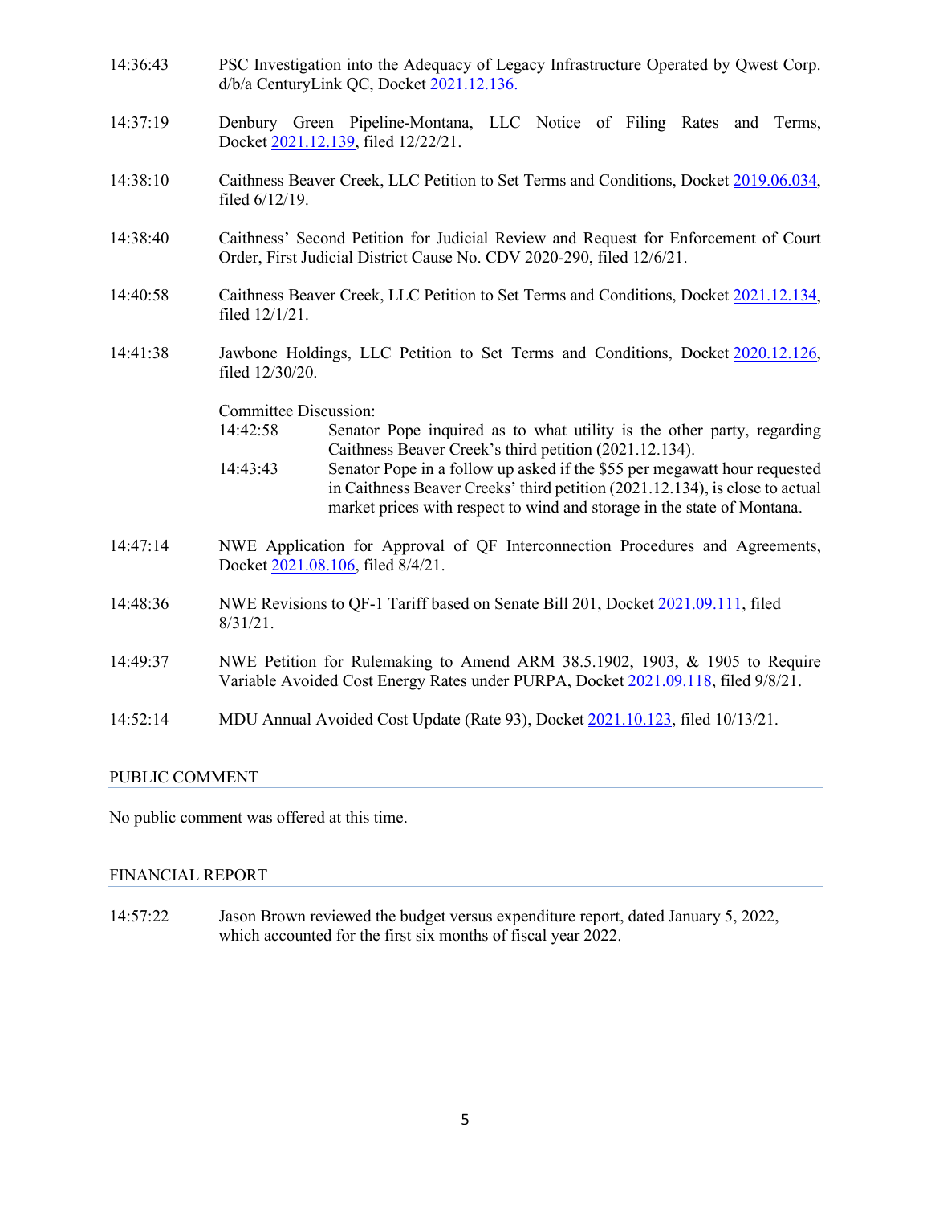14:36:43 PSC Investigation into the Adequacy of Legacy Infrastructure Operated by Qwest Corp. d/b/a CenturyLink QC, Docket 2021.12.136.

14:37:19 Denbury Green Pipeline-Montana, LLC Notice of Filing Rates and Terms, Docket 2021.12.139, filed 12/22/21.

14:38:10 Caithness Beaver Creek, LLC Petition to Set Terms and Conditions, Docket 2019.06.034, filed 6/12/19.

14:38:40 Caithness' Second Petition for Judicial Review and Request for Enforcement of Court Order, First Judicial District Cause No. CDV 2020-290, filed 12/6/21.

14:40:58 Caithness Beaver Creek, LLC Petition to Set Terms and Conditions, Docket 2021.12.134, filed 12/1/21.

14:41:38 Jawbone Holdings, LLC Petition to Set Terms and Conditions, Docket 2020.12.126, filed 12/30/20.

Committee Discussion:

- 14:42:58 Senator Pope inquired as to what utility is the other party, regarding Caithness Beaver Creek's third petition (2021.12.134).
- 14:43:43 Senator Pope in a follow up asked if the $55 per megawatt hour requested in Caithness Beaver Creeks' third petition (2021.12.134), is close to actual market prices with respect to wind and storage in the state of Montana.

14:47:14 NWE Application for Approval of QF Interconnection Procedures and Agreements, Docket 2021.08.106, filed 8/4/21.

14:48:36 NWE Revisions to QF-1 Tariff based on Senate Bill 201, Docket 2021.09.111, filed 8/31/21.

14:49:37 NWE Petition for Rulemaking to Amend ARM 38.5.1902, 1903, & 1905 to Require Variable Avoided Cost Energy Rates under PURPA, Docket 2021.09.118, filed 9/8/21.

14:52:14 MDU Annual Avoided Cost Update (Rate 93), Docket 2021.10.123, filed 10/13/21.

## PUBLIC COMMENT

No public comment was offered at this time.

## FINANCIAL REPORT

14:57:22 Jason Brown reviewed the budget versus expenditure report, dated January 5, 2022, which accounted for the first six months of fiscal year 2022.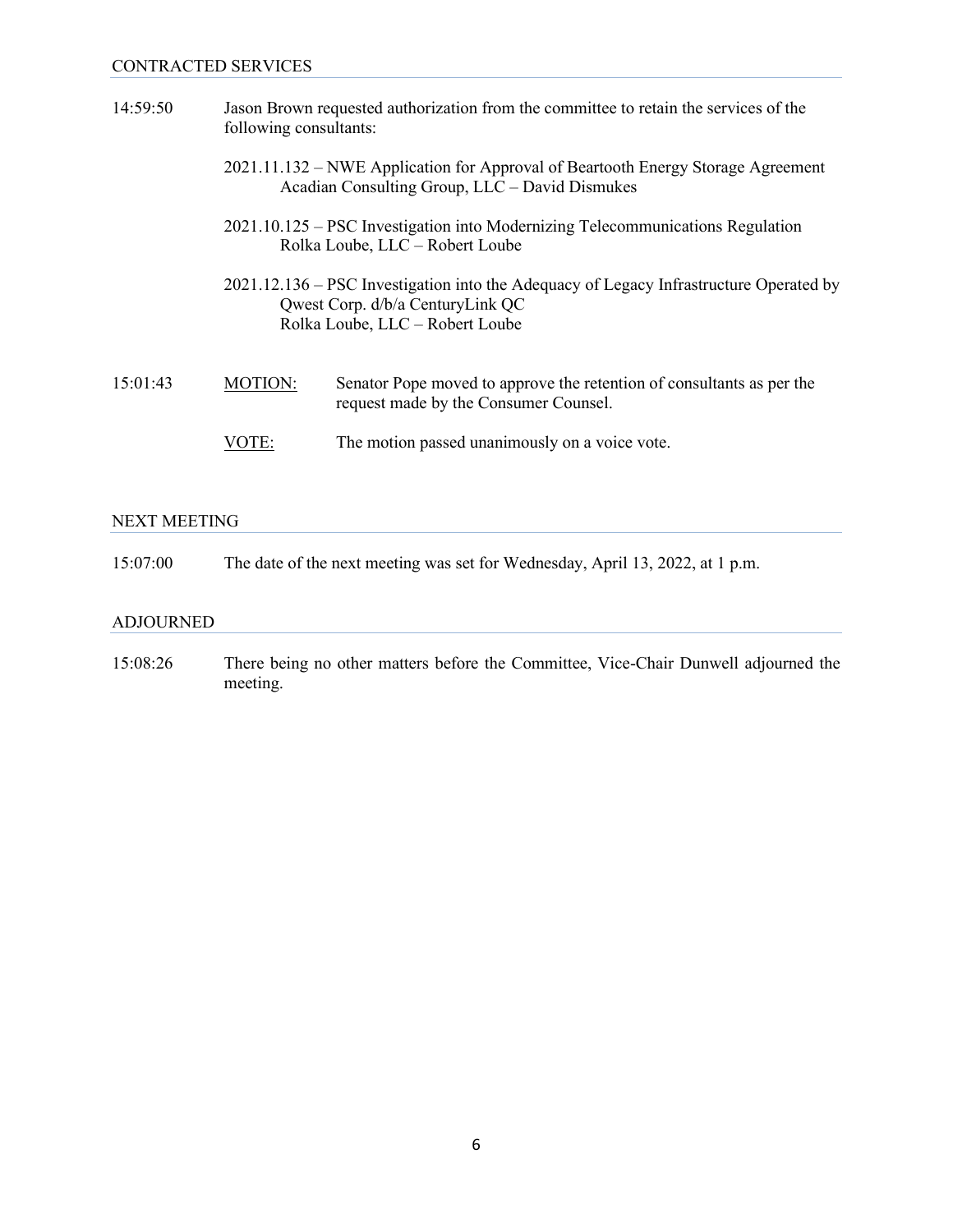## CONTRACTED SERVICES

14:59:50 Jason Brown requested authorization from the committee to retain the services of the following consultants:

2021.11.132 – NWE Application for Approval of Beartooth Energy Storage Agreement
Acadian Consulting Group, LLC – David Dismukes

2021.10.125 – PSC Investigation into Modernizing Telecommunications Regulation
Rolka Loube, LLC – Robert Loube

2021.12.136 – PSC Investigation into the Adequacy of Legacy Infrastructure Operated by Qwest Corp. d/b/a CenturyLink QC
Rolka Loube, LLC – Robert Loube

15:01:43 MOTION: Senator Pope moved to approve the retention of consultants as per the request made by the Consumer Counsel.

VOTE: The motion passed unanimously on a voice vote.

## NEXT MEETING

15:07:00 The date of the next meeting was set for Wednesday, April 13, 2022, at 1 p.m.

## ADJOURNED

15:08:26 There being no other matters before the Committee, Vice-Chair Dunwell adjourned the meeting.